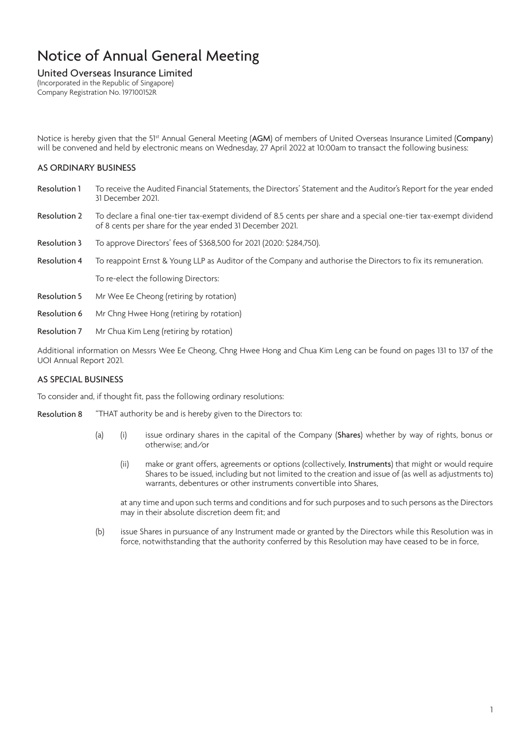# Notice of Annual General Meeting

## United Overseas Insurance Limited

(Incorporated in the Republic of Singapore)
Company Registration No. 197100152R

Notice is hereby given that the 51st Annual General Meeting (**AGM**) of members of United Overseas Insurance Limited (**Company**) will be convened and held by electronic means on Wednesday, 27 April 2022 at 10:00am to transact the following business:

### AS ORDINARY BUSINESS

**Resolution 1** To receive the Audited Financial Statements, the Directors' Statement and the Auditor's Report for the year ended 31 December 2021.

**Resolution 2** To declare a final one-tier tax-exempt dividend of 8.5 cents per share and a special one-tier tax-exempt dividend of 8 cents per share for the year ended 31 December 2021.

**Resolution 3** To approve Directors' fees of $368,500 for 2021 (2020: $284,750).

**Resolution 4** To reappoint Ernst & Young LLP as Auditor of the Company and authorise the Directors to fix its remuneration.

To re-elect the following Directors:

**Resolution 5** Mr Wee Ee Cheong (retiring by rotation)

**Resolution 6** Mr Chng Hwee Hong (retiring by rotation)

**Resolution 7** Mr Chua Kim Leng (retiring by rotation)

Additional information on Messrs Wee Ee Cheong, Chng Hwee Hong and Chua Kim Leng can be found on pages 131 to 137 of the UOI Annual Report 2021.

### AS SPECIAL BUSINESS

To consider and, if thought fit, pass the following ordinary resolutions:

**Resolution 8** "THAT authority be and is hereby given to the Directors to:

(a) (i) issue ordinary shares in the capital of the Company (**Shares**) whether by way of rights, bonus or otherwise; and/or

(ii) make or grant offers, agreements or options (collectively, **Instruments**) that might or would require Shares to be issued, including but not limited to the creation and issue of (as well as adjustments to) warrants, debentures or other instruments convertible into Shares,

at any time and upon such terms and conditions and for such purposes and to such persons as the Directors may in their absolute discretion deem fit; and

(b) issue Shares in pursuance of any Instrument made or granted by the Directors while this Resolution was in force, notwithstanding that the authority conferred by this Resolution may have ceased to be in force,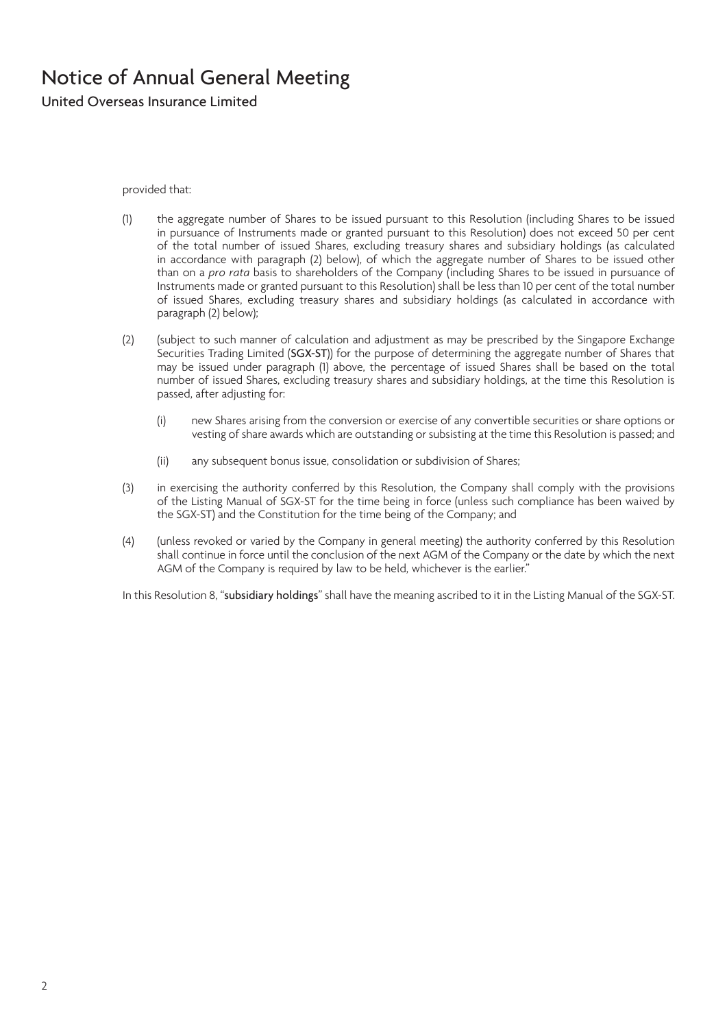provided that:

(1) the aggregate number of Shares to be issued pursuant to this Resolution (including Shares to be issued in pursuance of Instruments made or granted pursuant to this Resolution) does not exceed 50 per cent of the total number of issued Shares, excluding treasury shares and subsidiary holdings (as calculated in accordance with paragraph (2) below), of which the aggregate number of Shares to be issued other than on a *pro rata* basis to shareholders of the Company (including Shares to be issued in pursuance of Instruments made or granted pursuant to this Resolution) shall be less than 10 per cent of the total number of issued Shares, excluding treasury shares and subsidiary holdings (as calculated in accordance with paragraph (2) below);

(2) (subject to such manner of calculation and adjustment as may be prescribed by the Singapore Exchange Securities Trading Limited (**SGX-ST**)) for the purpose of determining the aggregate number of Shares that may be issued under paragraph (1) above, the percentage of issued Shares shall be based on the total number of issued Shares, excluding treasury shares and subsidiary holdings, at the time this Resolution is passed, after adjusting for:

   (i) new Shares arising from the conversion or exercise of any convertible securities or share options or vesting of share awards which are outstanding or subsisting at the time this Resolution is passed; and

   (ii) any subsequent bonus issue, consolidation or subdivision of Shares;

(3) in exercising the authority conferred by this Resolution, the Company shall comply with the provisions of the Listing Manual of SGX-ST for the time being in force (unless such compliance has been waived by the SGX-ST) and the Constitution for the time being of the Company; and

(4) (unless revoked or varied by the Company in general meeting) the authority conferred by this Resolution shall continue in force until the conclusion of the next AGM of the Company or the date by which the next AGM of the Company is required by law to be held, whichever is the earlier."

In this Resolution 8, "**subsidiary holdings**" shall have the meaning ascribed to it in the Listing Manual of the SGX-ST.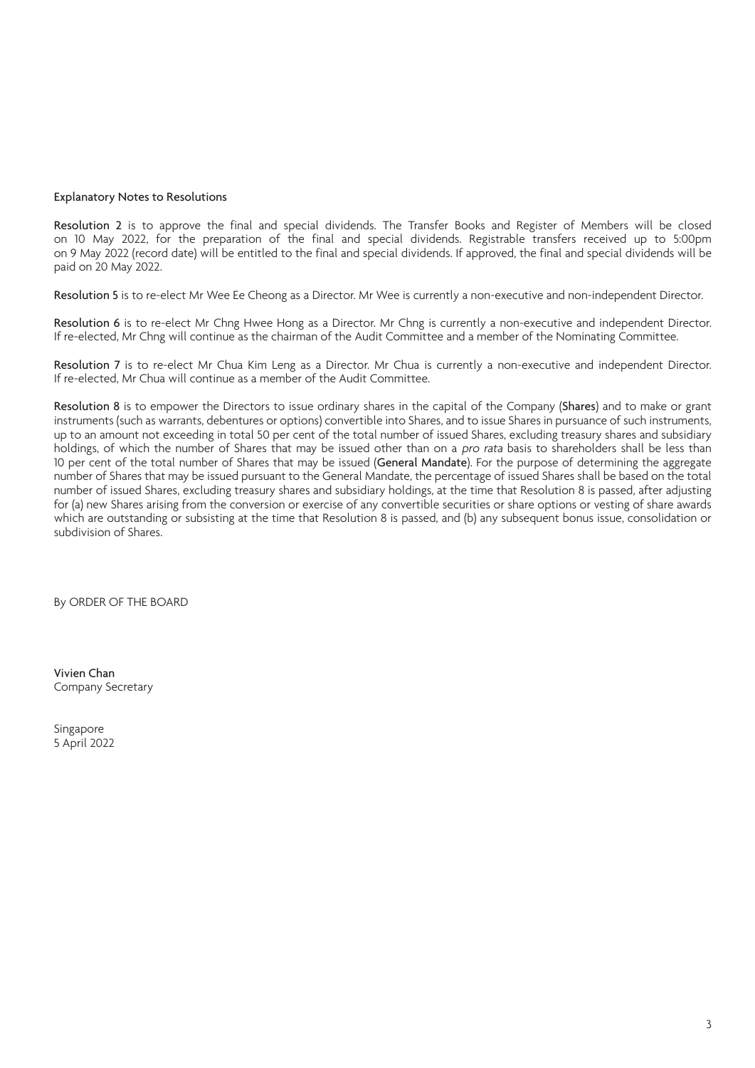### Explanatory Notes to Resolutions

**Resolution 2** is to approve the final and special dividends. The Transfer Books and Register of Members will be closed on 10 May 2022, for the preparation of the final and special dividends. Registrable transfers received up to 5:00pm on 9 May 2022 (record date) will be entitled to the final and special dividends. If approved, the final and special dividends will be paid on 20 May 2022.

**Resolution 5** is to re-elect Mr Wee Ee Cheong as a Director. Mr Wee is currently a non-executive and non-independent Director.

**Resolution 6** is to re-elect Mr Chng Hwee Hong as a Director. Mr Chng is currently a non-executive and independent Director. If re-elected, Mr Chng will continue as the chairman of the Audit Committee and a member of the Nominating Committee.

**Resolution 7** is to re-elect Mr Chua Kim Leng as a Director. Mr Chua is currently a non-executive and independent Director. If re-elected, Mr Chua will continue as a member of the Audit Committee.

**Resolution 8** is to empower the Directors to issue ordinary shares in the capital of the Company (**Shares**) and to make or grant instruments (such as warrants, debentures or options) convertible into Shares, and to issue Shares in pursuance of such instruments, up to an amount not exceeding in total 50 per cent of the total number of issued Shares, excluding treasury shares and subsidiary holdings, of which the number of Shares that may be issued other than on a *pro rata* basis to shareholders shall be less than 10 per cent of the total number of Shares that may be issued (**General Mandate**). For the purpose of determining the aggregate number of Shares that may be issued pursuant to the General Mandate, the percentage of issued Shares shall be based on the total number of issued Shares, excluding treasury shares and subsidiary holdings, at the time that Resolution 8 is passed, after adjusting for (a) new Shares arising from the conversion or exercise of any convertible securities or share options or vesting of share awards which are outstanding or subsisting at the time that Resolution 8 is passed, and (b) any subsequent bonus issue, consolidation or subdivision of Shares.

By ORDER OF THE BOARD

**Vivien Chan**
Company Secretary

Singapore
5 April 2022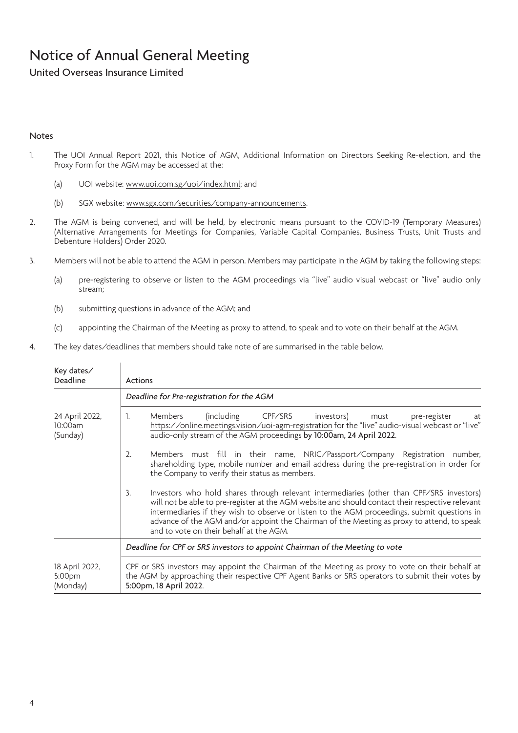# Notice of Annual General Meeting

United Overseas Insurance Limited

### Notes

1. The UOI Annual Report 2021, this Notice of AGM, Additional Information on Directors Seeking Re-election, and the Proxy Form for the AGM may be accessed at the:

   (a) UOI website: www.uoi.com.sg/uoi/index.html; and

   (b) SGX website: www.sgx.com/securities/company-announcements.

2. The AGM is being convened, and will be held, by electronic means pursuant to the COVID-19 (Temporary Measures) (Alternative Arrangements for Meetings for Companies, Variable Capital Companies, Business Trusts, Unit Trusts and Debenture Holders) Order 2020.

3. Members will not be able to attend the AGM in person. Members may participate in the AGM by taking the following steps:

   (a) pre-registering to observe or listen to the AGM proceedings via "live" audio visual webcast or "live" audio only stream;

   (b) submitting questions in advance of the AGM; and

   (c) appointing the Chairman of the Meeting as proxy to attend, to speak and to vote on their behalf at the AGM.

4. The key dates/deadlines that members should take note of are summarised in the table below.

| Key dates/ Deadline | Actions |
|---|---|
| | *Deadline for Pre-registration for the AGM* |
| 24 April 2022, 10:00am (Sunday) | 1. Members (including CPF/SRS investors) must pre-register at https://online.meetings.vision/uoi-agm-registration for the "live" audio-visual webcast or "live" audio-only stream of the AGM proceedings **by 10:00am, 24 April 2022**.<br><br>2. Members must fill in their name, NRIC/Passport/Company Registration number, shareholding type, mobile number and email address during the pre-registration in order for the Company to verify their status as members.<br><br>3. Investors who hold shares through relevant intermediaries (other than CPF/SRS investors) will not be able to pre-register at the AGM website and should contact their respective relevant intermediaries if they wish to observe or listen to the AGM proceedings, submit questions in advance of the AGM and/or appoint the Chairman of the Meeting as proxy to attend, to speak and to vote on their behalf at the AGM. |
| | *Deadline for CPF or SRS investors to appoint Chairman of the Meeting to vote* |
| 18 April 2022, 5:00pm (Monday) | CPF or SRS investors may appoint the Chairman of the Meeting as proxy to vote on their behalf at the AGM by approaching their respective CPF Agent Banks or SRS operators to submit their votes **by 5:00pm, 18 April 2022**. |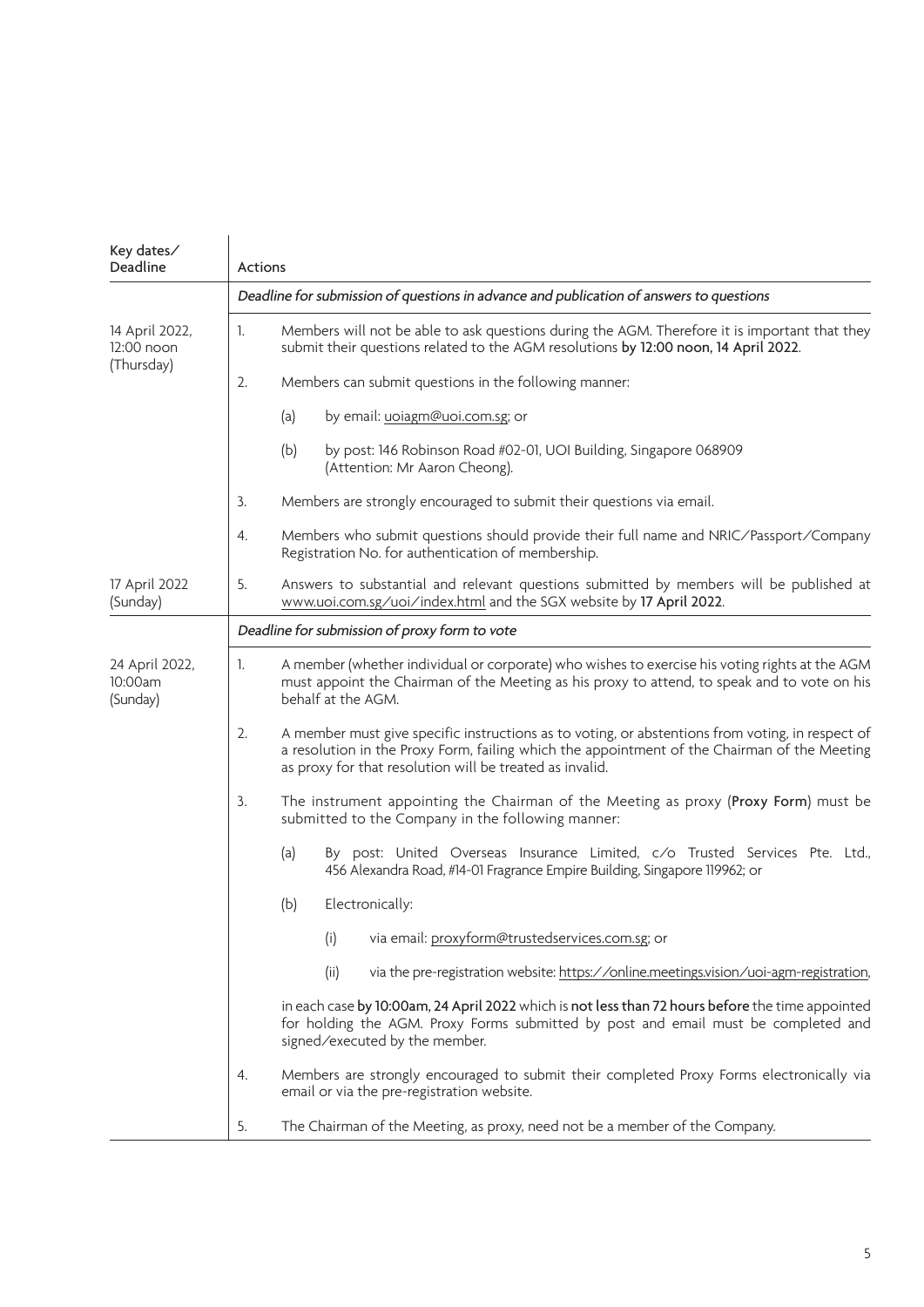| Key dates/ Deadline | Actions |
|---|---|
| | *Deadline for submission of questions in advance and publication of answers to questions* |
| 14 April 2022, 12:00 noon (Thursday) | 1. Members will not be able to ask questions during the AGM. Therefore it is important that they submit their questions related to the AGM resolutions **by 12:00 noon, 14 April 2022**. |
| | 2. Members can submit questions in the following manner: |
| | (a) by email: uoiagm@uoi.com.sg; or |
| | (b) by post: 146 Robinson Road #02-01, UOI Building, Singapore 068909 (Attention: Mr Aaron Cheong). |
| | 3. Members are strongly encouraged to submit their questions via email. |
| | 4. Members who submit questions should provide their full name and NRIC/Passport/Company Registration No. for authentication of membership. |
| 17 April 2022 (Sunday) | 5. Answers to substantial and relevant questions submitted by members will be published at www.uoi.com.sg/uoi/index.html and the SGX website by **17 April 2022**. |
| | *Deadline for submission of proxy form to vote* |
| 24 April 2022, 10:00am (Sunday) | 1. A member (whether individual or corporate) who wishes to exercise his voting rights at the AGM must appoint the Chairman of the Meeting as his proxy to attend, to speak and to vote on his behalf at the AGM. |
| | 2. A member must give specific instructions as to voting, or abstentions from voting, in respect of a resolution in the Proxy Form, failing which the appointment of the Chairman of the Meeting as proxy for that resolution will be treated as invalid. |
| | 3. The instrument appointing the Chairman of the Meeting as proxy (**Proxy Form**) must be submitted to the Company in the following manner: |
| | (a) By post: United Overseas Insurance Limited, c/o Trusted Services Pte. Ltd., 456 Alexandra Road, #14-01 Fragrance Empire Building, Singapore 119962; or |
| | (b) Electronically: |
| | (i) via email: proxyform@trustedservices.com.sg; or |
| | (ii) via the pre-registration website: https://online.meetings.vision/uoi-agm-registration, |
| | in each case **by 10:00am, 24 April 2022** which is **not less than 72 hours before** the time appointed for holding the AGM. Proxy Forms submitted by post and email must be completed and signed/executed by the member. |
| | 4. Members are strongly encouraged to submit their completed Proxy Forms electronically via email or via the pre-registration website. |
| | 5. The Chairman of the Meeting, as proxy, need not be a member of the Company. |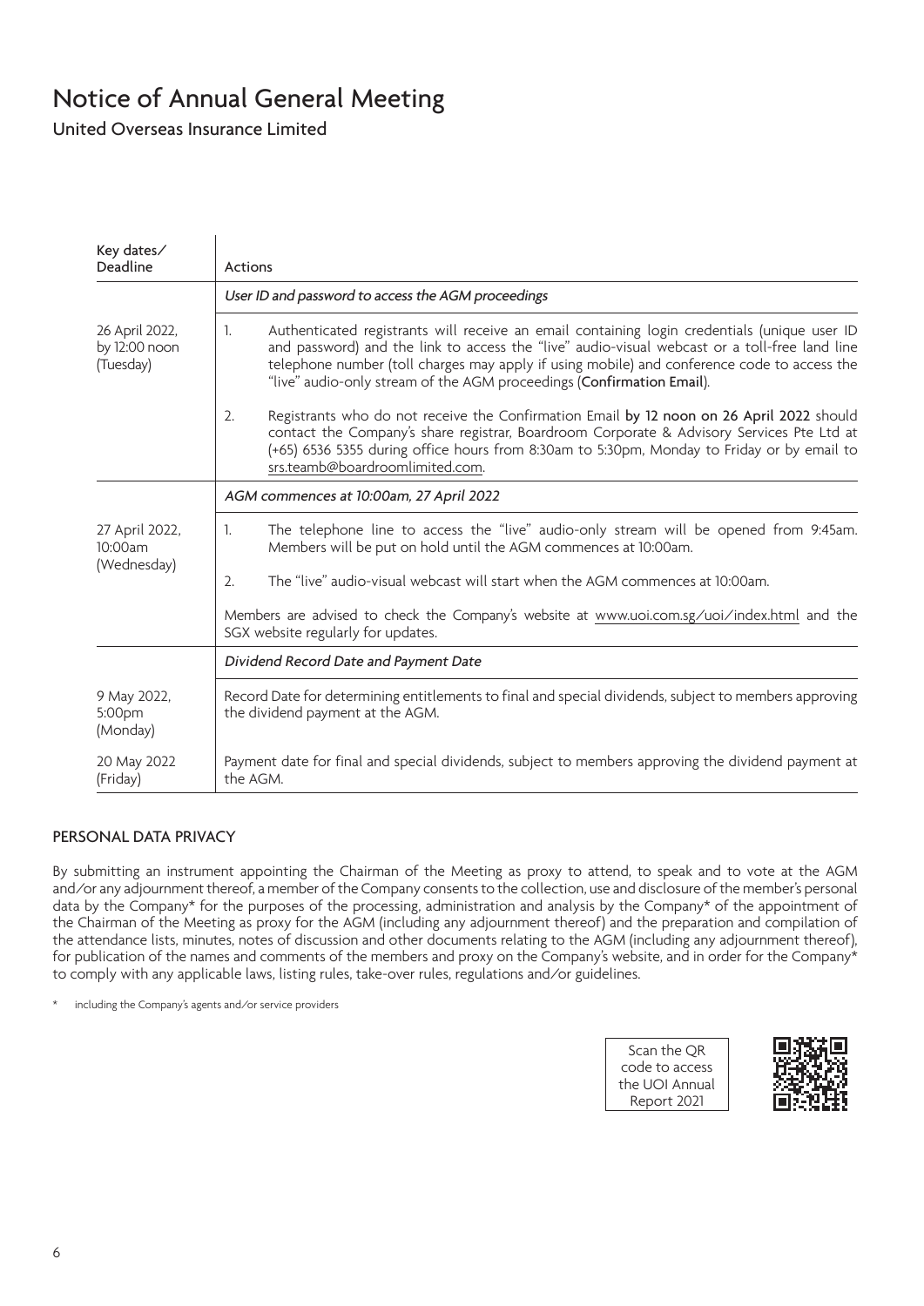# Notice of Annual General Meeting

United Overseas Insurance Limited

| Key dates/ Deadline | Actions |
|---|---|
| | *User ID and password to access the AGM proceedings* |
| 26 April 2022, by 12:00 noon (Tuesday) | 1. Authenticated registrants will receive an email containing login credentials (unique user ID and password) and the link to access the "live" audio-visual webcast or a toll-free land line telephone number (toll charges may apply if using mobile) and conference code to access the "live" audio-only stream of the AGM proceedings (**Confirmation Email**).<br><br>2. Registrants who do not receive the Confirmation Email **by 12 noon on 26 April 2022** should contact the Company's share registrar, Boardroom Corporate & Advisory Services Pte Ltd at (+65) 6536 5355 during office hours from 8:30am to 5:30pm, Monday to Friday or by email to srs.teamb@boardroomlimited.com. |
| | *AGM commences at 10:00am, 27 April 2022* |
| 27 April 2022, 10:00am (Wednesday) | 1. The telephone line to access the "live" audio-only stream will be opened from 9:45am. Members will be put on hold until the AGM commences at 10:00am.<br><br>2. The "live" audio-visual webcast will start when the AGM commences at 10:00am.<br><br>Members are advised to check the Company's website at www.uoi.com.sg/uoi/index.html and the SGX website regularly for updates. |
| | *Dividend Record Date and Payment Date* |
| 9 May 2022, 5:00pm (Monday) | Record Date for determining entitlements to final and special dividends, subject to members approving the dividend payment at the AGM. |
| 20 May 2022 (Friday) | Payment date for final and special dividends, subject to members approving the dividend payment at the AGM. |

## PERSONAL DATA PRIVACY

By submitting an instrument appointing the Chairman of the Meeting as proxy to attend, to speak and to vote at the AGM and/or any adjournment thereof, a member of the Company consents to the collection, use and disclosure of the member's personal data by the Company* for the purposes of the processing, administration and analysis by the Company* of the appointment of the Chairman of the Meeting as proxy for the AGM (including any adjournment thereof) and the preparation and compilation of the attendance lists, minutes, notes of discussion and other documents relating to the AGM (including any adjournment thereof), for publication of the names and comments of the members and proxy on the Company's website, and in order for the Company* to comply with any applicable laws, listing rules, take-over rules, regulations and/or guidelines.

\* including the Company's agents and/or service providers

Scan the QR code to access the UOI Annual Report 2021